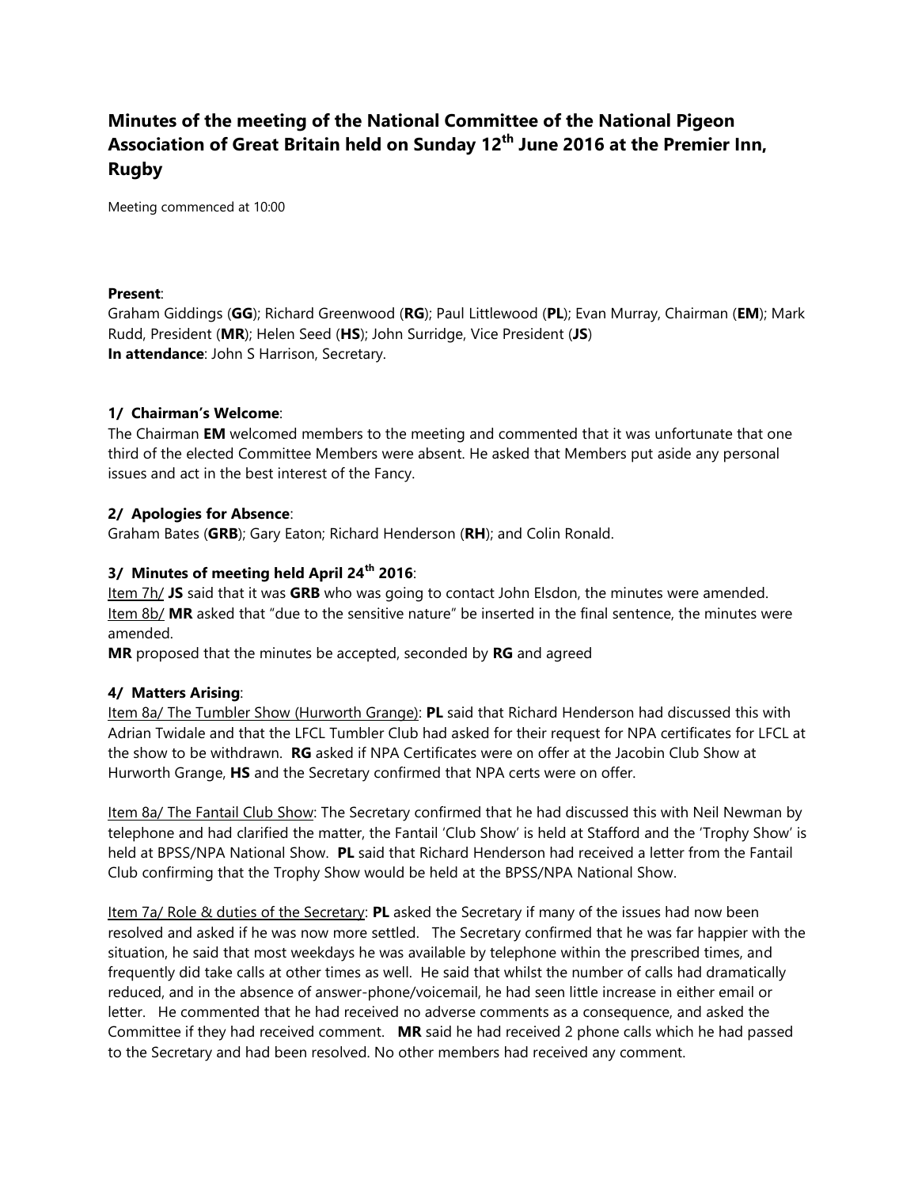# Minutes of the meeting of the National Committee of the National Pigeon Association of Great Britain held on Sunday 12th June 2016 at the Premier Inn, Rugby

Meeting commenced at 10:00

**Present**:
Graham Giddings (**GG**); Richard Greenwood (**RG**); Paul Littlewood (**PL**); Evan Murray, Chairman (**EM**); Mark Rudd, President (**MR**); Helen Seed (**HS**); John Surridge, Vice President (**JS**)
**In attendance**: John S Harrison, Secretary.

### 1/ Chairman's Welcome:

The Chairman **EM** welcomed members to the meeting and commented that it was unfortunate that one third of the elected Committee Members were absent. He asked that Members put aside any personal issues and act in the best interest of the Fancy.

### 2/ Apologies for Absence:

Graham Bates (**GRB**); Gary Eaton; Richard Henderson (**RH**); and Colin Ronald.

### 3/ Minutes of meeting held April 24th 2016:

Item 7h/ **JS** said that it was **GRB** who was going to contact John Elsdon, the minutes were amended.
Item 8b/ **MR** asked that "due to the sensitive nature" be inserted in the final sentence, the minutes were amended.
**MR** proposed that the minutes be accepted, seconded by **RG** and agreed

### 4/ Matters Arising:

Item 8a/ The Tumbler Show (Hurworth Grange): **PL** said that Richard Henderson had discussed this with Adrian Twidale and that the LFCL Tumbler Club had asked for their request for NPA certificates for LFCL at the show to be withdrawn. **RG** asked if NPA Certificates were on offer at the Jacobin Club Show at Hurworth Grange, **HS** and the Secretary confirmed that NPA certs were on offer.

Item 8a/ The Fantail Club Show: The Secretary confirmed that he had discussed this with Neil Newman by telephone and had clarified the matter, the Fantail 'Club Show' is held at Stafford and the 'Trophy Show' is held at BPSS/NPA National Show. **PL** said that Richard Henderson had received a letter from the Fantail Club confirming that the Trophy Show would be held at the BPSS/NPA National Show.

Item 7a/ Role & duties of the Secretary: **PL** asked the Secretary if many of the issues had now been resolved and asked if he was now more settled. The Secretary confirmed that he was far happier with the situation, he said that most weekdays he was available by telephone within the prescribed times, and frequently did take calls at other times as well. He said that whilst the number of calls had dramatically reduced, and in the absence of answer-phone/voicemail, he had seen little increase in either email or letter. He commented that he had received no adverse comments as a consequence, and asked the Committee if they had received comment. **MR** said he had received 2 phone calls which he had passed to the Secretary and had been resolved. No other members had received any comment.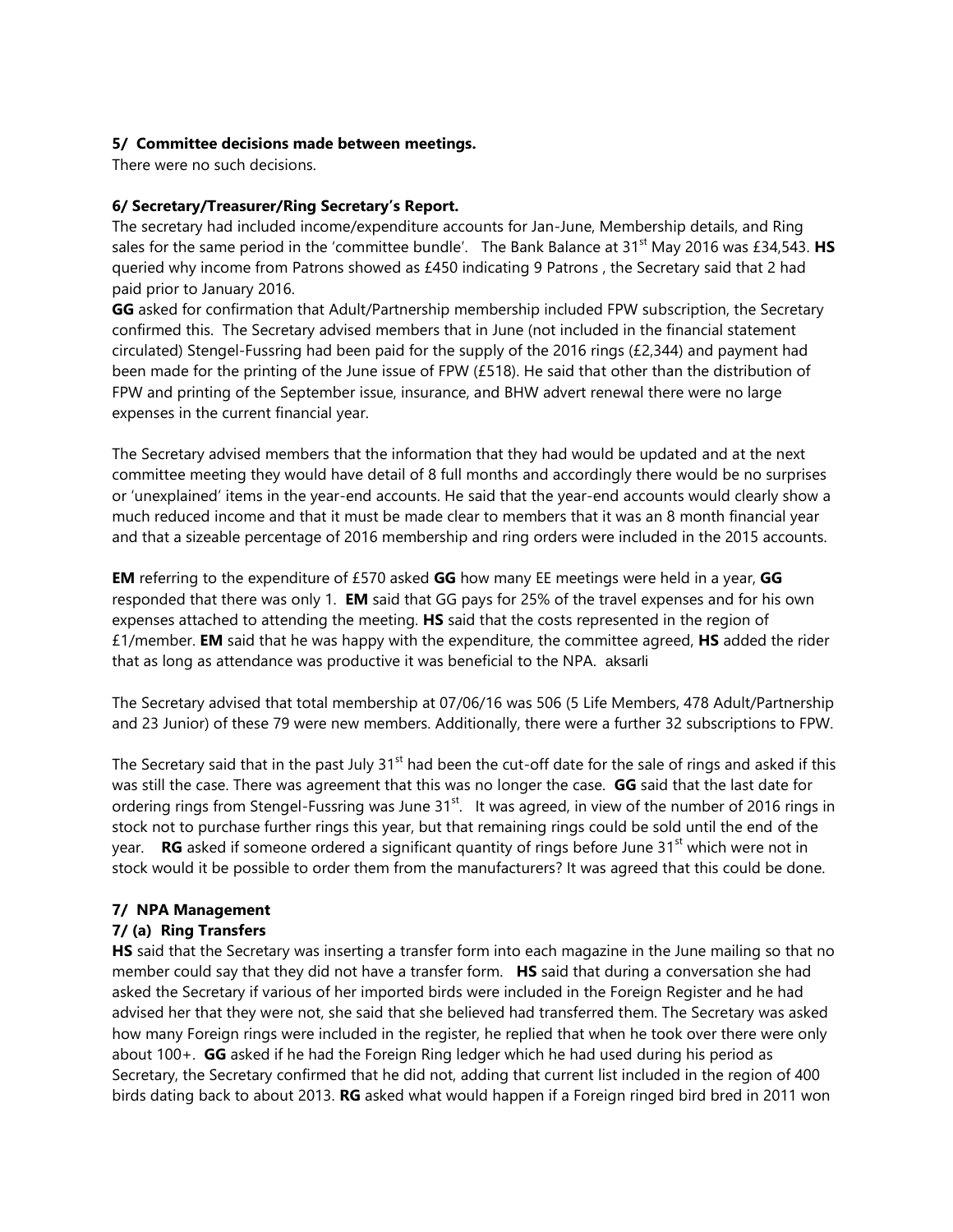**5/ Committee decisions made between meetings.**

There were no such decisions.

**6/ Secretary/Treasurer/Ring Secretary's Report.**

The secretary had included income/expenditure accounts for Jan-June, Membership details, and Ring sales for the same period in the 'committee bundle'. The Bank Balance at 31st May 2016 was £34,543. **HS** queried why income from Patrons showed as £450 indicating 9 Patrons , the Secretary said that 2 had paid prior to January 2016.

**GG** asked for confirmation that Adult/Partnership membership included FPW subscription, the Secretary confirmed this. The Secretary advised members that in June (not included in the financial statement circulated) Stengel-Fussring had been paid for the supply of the 2016 rings (£2,344) and payment had been made for the printing of the June issue of FPW (£518). He said that other than the distribution of FPW and printing of the September issue, insurance, and BHW advert renewal there were no large expenses in the current financial year.

The Secretary advised members that the information that they had would be updated and at the next committee meeting they would have detail of 8 full months and accordingly there would be no surprises or 'unexplained' items in the year-end accounts. He said that the year-end accounts would clearly show a much reduced income and that it must be made clear to members that it was an 8 month financial year and that a sizeable percentage of 2016 membership and ring orders were included in the 2015 accounts.

**EM** referring to the expenditure of £570 asked **GG** how many EE meetings were held in a year, **GG** responded that there was only 1. **EM** said that GG pays for 25% of the travel expenses and for his own expenses attached to attending the meeting. **HS** said that the costs represented in the region of £1/member. **EM** said that he was happy with the expenditure, the committee agreed, **HS** added the rider that as long as attendance was productive it was beneficial to the NPA. aksarli

The Secretary advised that total membership at 07/06/16 was 506 (5 Life Members, 478 Adult/Partnership and 23 Junior) of these 79 were new members. Additionally, there were a further 32 subscriptions to FPW.

The Secretary said that in the past July 31st had been the cut-off date for the sale of rings and asked if this was still the case. There was agreement that this was no longer the case. **GG** said that the last date for ordering rings from Stengel-Fussring was June 31st. It was agreed, in view of the number of 2016 rings in stock not to purchase further rings this year, but that remaining rings could be sold until the end of the year. **RG** asked if someone ordered a significant quantity of rings before June 31st which were not in stock would it be possible to order them from the manufacturers? It was agreed that this could be done.

**7/ NPA Management**

**7/ (a) Ring Transfers**

**HS** said that the Secretary was inserting a transfer form into each magazine in the June mailing so that no member could say that they did not have a transfer form. **HS** said that during a conversation she had asked the Secretary if various of her imported birds were included in the Foreign Register and he had advised her that they were not, she said that she believed had transferred them. The Secretary was asked how many Foreign rings were included in the register, he replied that when he took over there were only about 100+. **GG** asked if he had the Foreign Ring ledger which he had used during his period as Secretary, the Secretary confirmed that he did not, adding that current list included in the region of 400 birds dating back to about 2013. **RG** asked what would happen if a Foreign ringed bird bred in 2011 won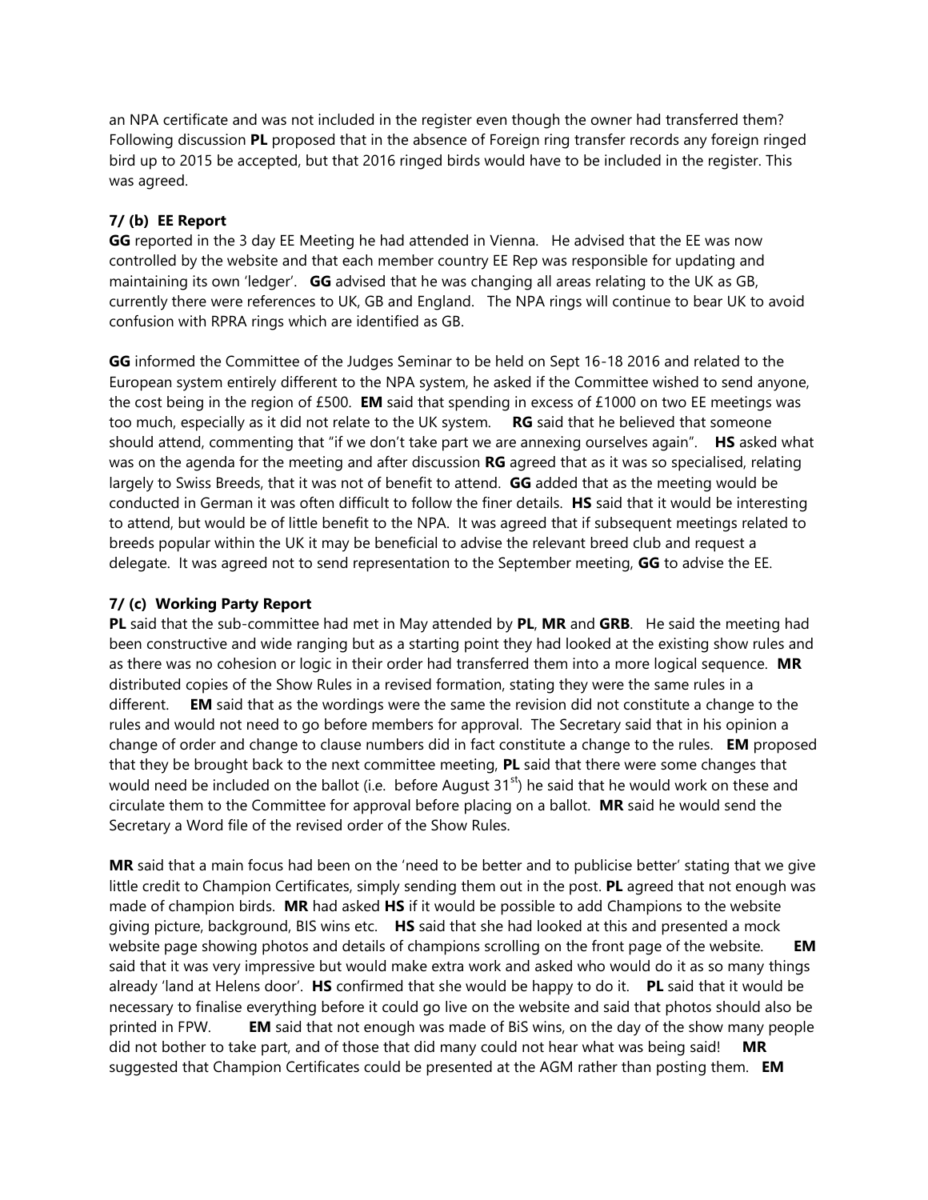an NPA certificate and was not included in the register even though the owner had transferred them? Following discussion **PL** proposed that in the absence of Foreign ring transfer records any foreign ringed bird up to 2015 be accepted, but that 2016 ringed birds would have to be included in the register. This was agreed.

### 7/ (b) EE Report

**GG** reported in the 3 day EE Meeting he had attended in Vienna. He advised that the EE was now controlled by the website and that each member country EE Rep was responsible for updating and maintaining its own 'ledger'. **GG** advised that he was changing all areas relating to the UK as GB, currently there were references to UK, GB and England. The NPA rings will continue to bear UK to avoid confusion with RPRA rings which are identified as GB.

**GG** informed the Committee of the Judges Seminar to be held on Sept 16-18 2016 and related to the European system entirely different to the NPA system, he asked if the Committee wished to send anyone, the cost being in the region of £500. **EM** said that spending in excess of £1000 on two EE meetings was too much, especially as it did not relate to the UK system. **RG** said that he believed that someone should attend, commenting that "if we don't take part we are annexing ourselves again". **HS** asked what was on the agenda for the meeting and after discussion **RG** agreed that as it was so specialised, relating largely to Swiss Breeds, that it was not of benefit to attend. **GG** added that as the meeting would be conducted in German it was often difficult to follow the finer details. **HS** said that it would be interesting to attend, but would be of little benefit to the NPA. It was agreed that if subsequent meetings related to breeds popular within the UK it may be beneficial to advise the relevant breed club and request a delegate. It was agreed not to send representation to the September meeting, **GG** to advise the EE.

### 7/ (c) Working Party Report

**PL** said that the sub-committee had met in May attended by **PL**, **MR** and **GRB**. He said the meeting had been constructive and wide ranging but as a starting point they had looked at the existing show rules and as there was no cohesion or logic in their order had transferred them into a more logical sequence. **MR** distributed copies of the Show Rules in a revised formation, stating they were the same rules in a different. **EM** said that as the wordings were the same the revision did not constitute a change to the rules and would not need to go before members for approval. The Secretary said that in his opinion a change of order and change to clause numbers did in fact constitute a change to the rules. **EM** proposed that they be brought back to the next committee meeting, **PL** said that there were some changes that would need be included on the ballot (i.e. before August 31st) he said that he would work on these and circulate them to the Committee for approval before placing on a ballot. **MR** said he would send the Secretary a Word file of the revised order of the Show Rules.

**MR** said that a main focus had been on the 'need to be better and to publicise better' stating that we give little credit to Champion Certificates, simply sending them out in the post. **PL** agreed that not enough was made of champion birds. **MR** had asked **HS** if it would be possible to add Champions to the website giving picture, background, BIS wins etc. **HS** said that she had looked at this and presented a mock website page showing photos and details of champions scrolling on the front page of the website. **EM** said that it was very impressive but would make extra work and asked who would do it as so many things already 'land at Helens door'. **HS** confirmed that she would be happy to do it. **PL** said that it would be necessary to finalise everything before it could go live on the website and said that photos should also be printed in FPW. **EM** said that not enough was made of BiS wins, on the day of the show many people did not bother to take part, and of those that did many could not hear what was being said! **MR** suggested that Champion Certificates could be presented at the AGM rather than posting them. **EM**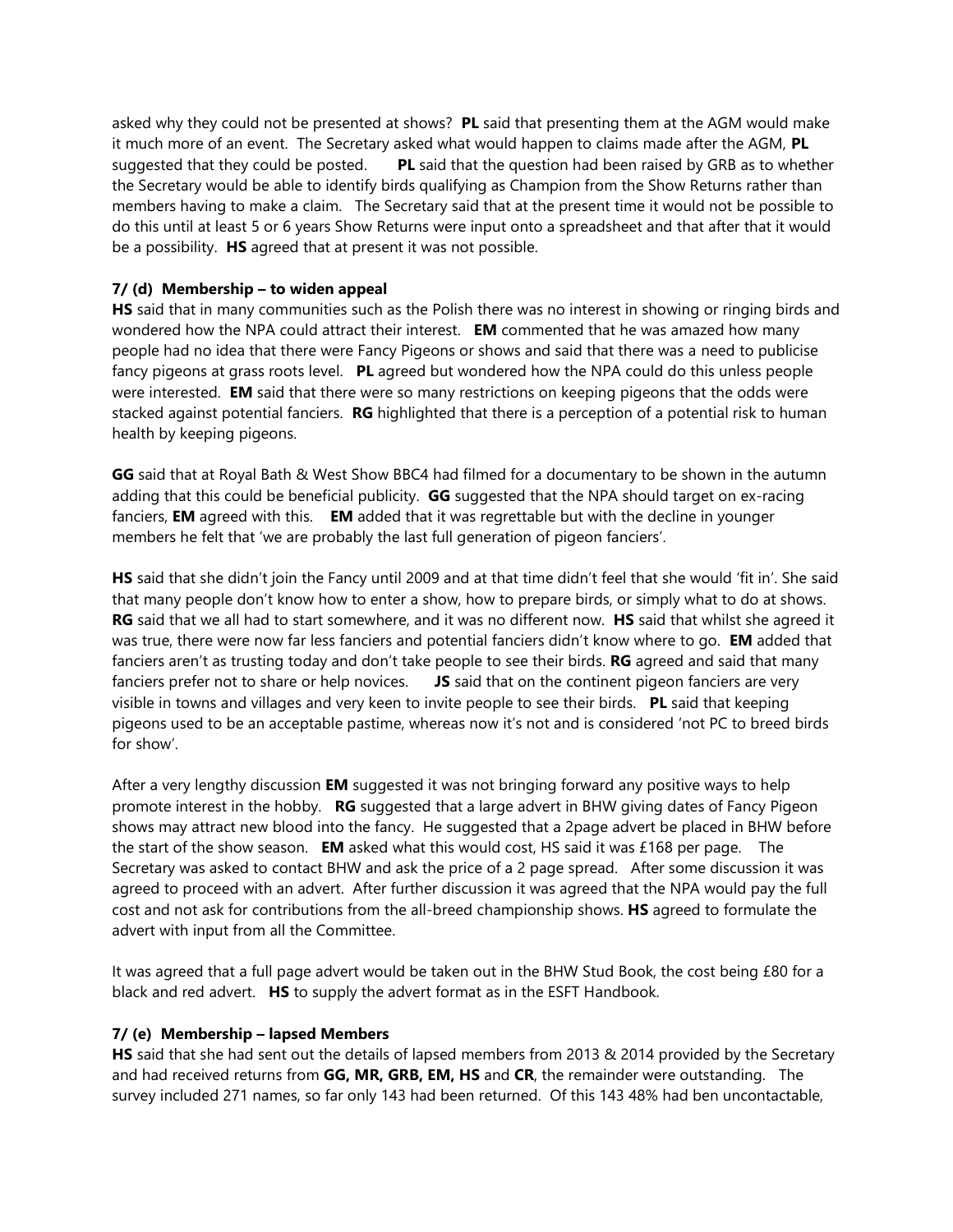asked why they could not be presented at shows? **PL** said that presenting them at the AGM would make it much more of an event. The Secretary asked what would happen to claims made after the AGM, **PL** suggested that they could be posted. **PL** said that the question had been raised by GRB as to whether the Secretary would be able to identify birds qualifying as Champion from the Show Returns rather than members having to make a claim. The Secretary said that at the present time it would not be possible to do this until at least 5 or 6 years Show Returns were input onto a spreadsheet and that after that it would be a possibility. **HS** agreed that at present it was not possible.

**7/ (d) Membership – to widen appeal**

**HS** said that in many communities such as the Polish there was no interest in showing or ringing birds and wondered how the NPA could attract their interest. **EM** commented that he was amazed how many people had no idea that there were Fancy Pigeons or shows and said that there was a need to publicise fancy pigeons at grass roots level. **PL** agreed but wondered how the NPA could do this unless people were interested. **EM** said that there were so many restrictions on keeping pigeons that the odds were stacked against potential fanciers. **RG** highlighted that there is a perception of a potential risk to human health by keeping pigeons.

**GG** said that at Royal Bath & West Show BBC4 had filmed for a documentary to be shown in the autumn adding that this could be beneficial publicity. **GG** suggested that the NPA should target on ex-racing fanciers, **EM** agreed with this. **EM** added that it was regrettable but with the decline in younger members he felt that 'we are probably the last full generation of pigeon fanciers'.

**HS** said that she didn't join the Fancy until 2009 and at that time didn't feel that she would 'fit in'. She said that many people don't know how to enter a show, how to prepare birds, or simply what to do at shows. **RG** said that we all had to start somewhere, and it was no different now. **HS** said that whilst she agreed it was true, there were now far less fanciers and potential fanciers didn't know where to go. **EM** added that fanciers aren't as trusting today and don't take people to see their birds. **RG** agreed and said that many fanciers prefer not to share or help novices. **JS** said that on the continent pigeon fanciers are very visible in towns and villages and very keen to invite people to see their birds. **PL** said that keeping pigeons used to be an acceptable pastime, whereas now it's not and is considered 'not PC to breed birds for show'.

After a very lengthy discussion **EM** suggested it was not bringing forward any positive ways to help promote interest in the hobby. **RG** suggested that a large advert in BHW giving dates of Fancy Pigeon shows may attract new blood into the fancy. He suggested that a 2page advert be placed in BHW before the start of the show season. **EM** asked what this would cost, HS said it was £168 per page. The Secretary was asked to contact BHW and ask the price of a 2 page spread. After some discussion it was agreed to proceed with an advert. After further discussion it was agreed that the NPA would pay the full cost and not ask for contributions from the all-breed championship shows. **HS** agreed to formulate the advert with input from all the Committee.

It was agreed that a full page advert would be taken out in the BHW Stud Book, the cost being £80 for a black and red advert. **HS** to supply the advert format as in the ESFT Handbook.

**7/ (e) Membership – lapsed Members**

**HS** said that she had sent out the details of lapsed members from 2013 & 2014 provided by the Secretary and had received returns from **GG, MR, GRB, EM, HS** and **CR**, the remainder were outstanding. The survey included 271 names, so far only 143 had been returned. Of this 143 48% had ben uncontactable,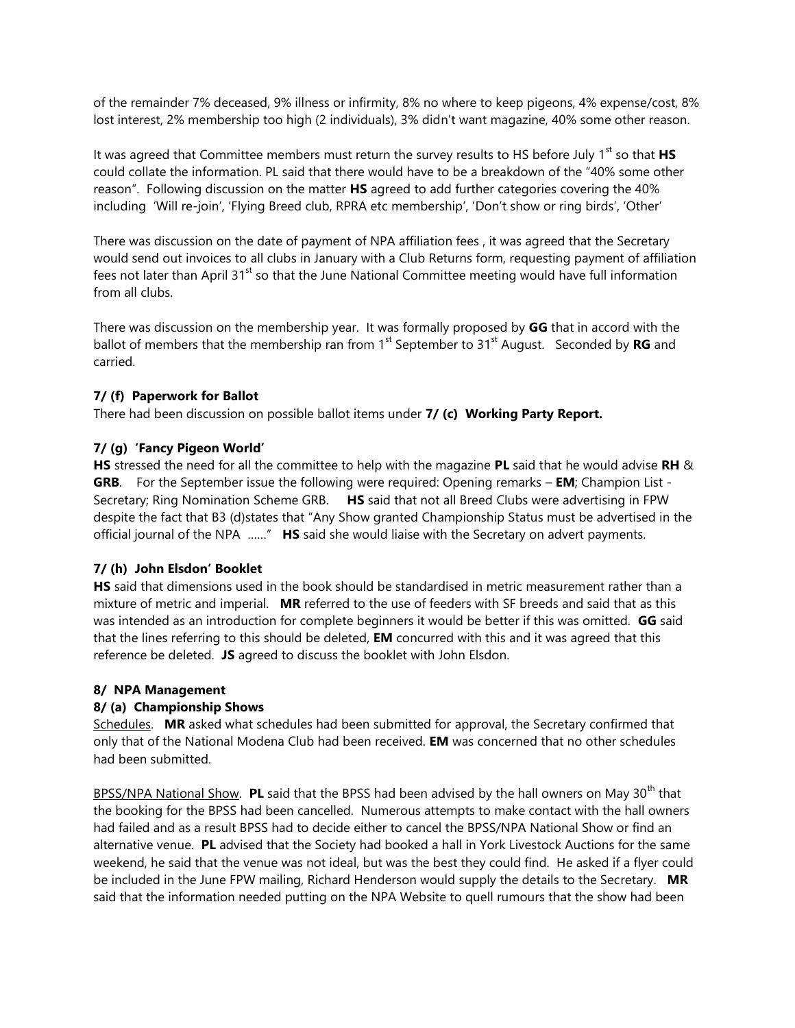of the remainder 7% deceased, 9% illness or infirmity, 8% no where to keep pigeons, 4% expense/cost, 8% lost interest, 2% membership too high (2 individuals), 3% didn't want magazine, 40% some other reason.

It was agreed that Committee members must return the survey results to HS before July 1st so that **HS** could collate the information. PL said that there would have to be a breakdown of the "40% some other reason". Following discussion on the matter **HS** agreed to add further categories covering the 40% including 'Will re-join', 'Flying Breed club, RPRA etc membership', 'Don't show or ring birds', 'Other'

There was discussion on the date of payment of NPA affiliation fees , it was agreed that the Secretary would send out invoices to all clubs in January with a Club Returns form, requesting payment of affiliation fees not later than April 31st so that the June National Committee meeting would have full information from all clubs.

There was discussion on the membership year. It was formally proposed by **GG** that in accord with the ballot of members that the membership ran from 1st September to 31st August. Seconded by **RG** and carried.

### 7/ (f) Paperwork for Ballot

There had been discussion on possible ballot items under **7/ (c) Working Party Report.**

### 7/ (g) 'Fancy Pigeon World'

**HS** stressed the need for all the committee to help with the magazine **PL** said that he would advise **RH** & **GRB**. For the September issue the following were required: Opening remarks – **EM**; Champion List - Secretary; Ring Nomination Scheme GRB. **HS** said that not all Breed Clubs were advertising in FPW despite the fact that B3 (d)states that "Any Show granted Championship Status must be advertised in the official journal of the NPA ……" **HS** said she would liaise with the Secretary on advert payments.

### 7/ (h) John Elsdon' Booklet

**HS** said that dimensions used in the book should be standardised in metric measurement rather than a mixture of metric and imperial. **MR** referred to the use of feeders with SF breeds and said that as this was intended as an introduction for complete beginners it would be better if this was omitted. **GG** said that the lines referring to this should be deleted, **EM** concurred with this and it was agreed that this reference be deleted. **JS** agreed to discuss the booklet with John Elsdon.

### 8/ NPA Management

### 8/ (a) Championship Shows

<u>Schedules</u>. **MR** asked what schedules had been submitted for approval, the Secretary confirmed that only that of the National Modena Club had been received. **EM** was concerned that no other schedules had been submitted.

<u>BPSS/NPA National Show</u>. **PL** said that the BPSS had been advised by the hall owners on May 30th that the booking for the BPSS had been cancelled. Numerous attempts to make contact with the hall owners had failed and as a result BPSS had to decide either to cancel the BPSS/NPA National Show or find an alternative venue. **PL** advised that the Society had booked a hall in York Livestock Auctions for the same weekend, he said that the venue was not ideal, but was the best they could find. He asked if a flyer could be included in the June FPW mailing, Richard Henderson would supply the details to the Secretary. **MR** said that the information needed putting on the NPA Website to quell rumours that the show had been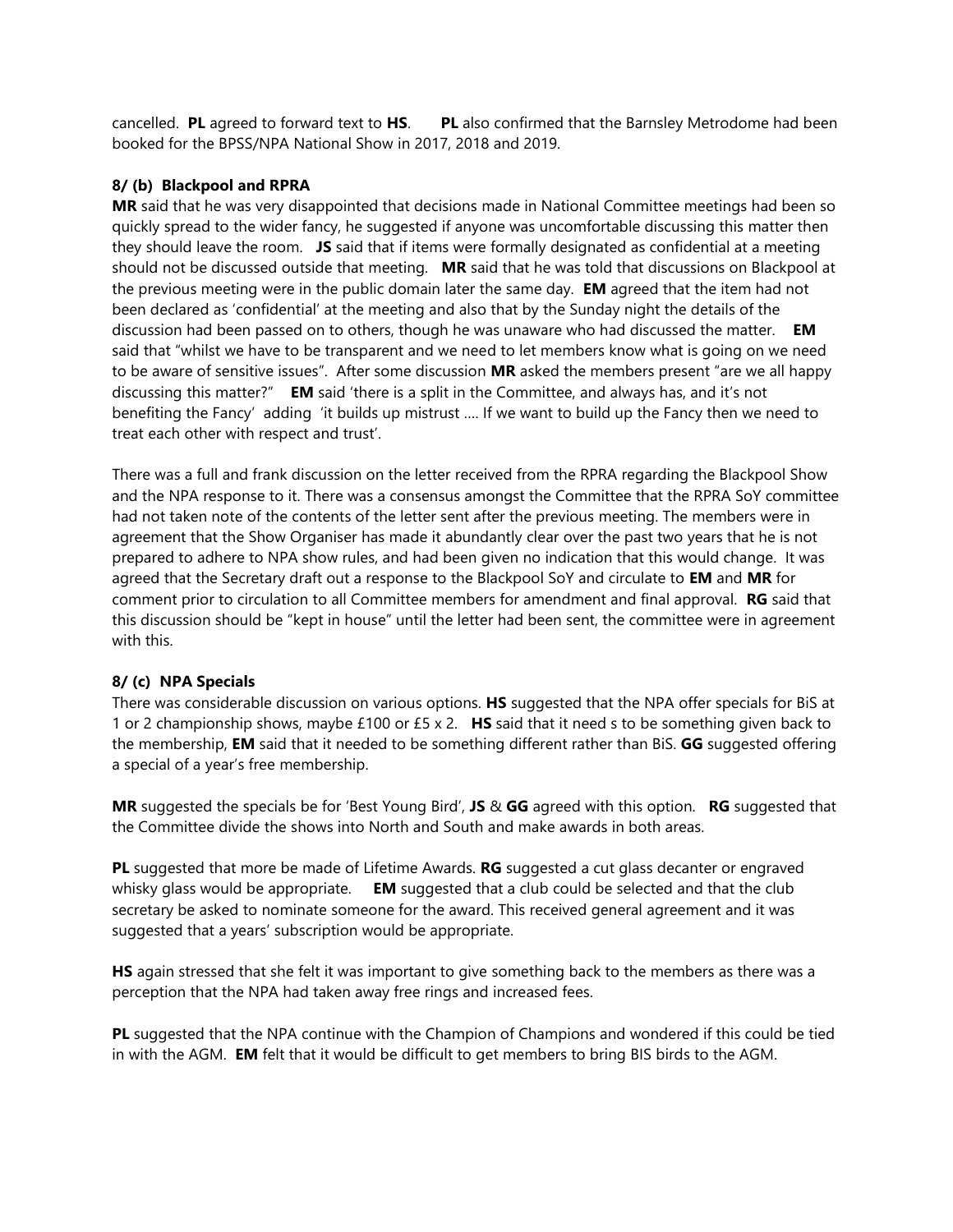cancelled. **PL** agreed to forward text to **HS**. **PL** also confirmed that the Barnsley Metrodome had been booked for the BPSS/NPA National Show in 2017, 2018 and 2019.

**8/ (b) Blackpool and RPRA**

**MR** said that he was very disappointed that decisions made in National Committee meetings had been so quickly spread to the wider fancy, he suggested if anyone was uncomfortable discussing this matter then they should leave the room. **JS** said that if items were formally designated as confidential at a meeting should not be discussed outside that meeting. **MR** said that he was told that discussions on Blackpool at the previous meeting were in the public domain later the same day. **EM** agreed that the item had not been declared as 'confidential' at the meeting and also that by the Sunday night the details of the discussion had been passed on to others, though he was unaware who had discussed the matter. **EM** said that "whilst we have to be transparent and we need to let members know what is going on we need to be aware of sensitive issues". After some discussion **MR** asked the members present "are we all happy discussing this matter?" **EM** said 'there is a split in the Committee, and always has, and it's not benefiting the Fancy' adding 'it builds up mistrust …. If we want to build up the Fancy then we need to treat each other with respect and trust'.

There was a full and frank discussion on the letter received from the RPRA regarding the Blackpool Show and the NPA response to it. There was a consensus amongst the Committee that the RPRA SoY committee had not taken note of the contents of the letter sent after the previous meeting. The members were in agreement that the Show Organiser has made it abundantly clear over the past two years that he is not prepared to adhere to NPA show rules, and had been given no indication that this would change. It was agreed that the Secretary draft out a response to the Blackpool SoY and circulate to **EM** and **MR** for comment prior to circulation to all Committee members for amendment and final approval. **RG** said that this discussion should be "kept in house" until the letter had been sent, the committee were in agreement with this.

**8/ (c) NPA Specials**

There was considerable discussion on various options. **HS** suggested that the NPA offer specials for BiS at 1 or 2 championship shows, maybe £100 or £5 x 2. **HS** said that it need s to be something given back to the membership, **EM** said that it needed to be something different rather than BiS. **GG** suggested offering a special of a year's free membership.

**MR** suggested the specials be for 'Best Young Bird', **JS** & **GG** agreed with this option. **RG** suggested that the Committee divide the shows into North and South and make awards in both areas.

**PL** suggested that more be made of Lifetime Awards. **RG** suggested a cut glass decanter or engraved whisky glass would be appropriate. **EM** suggested that a club could be selected and that the club secretary be asked to nominate someone for the award. This received general agreement and it was suggested that a years' subscription would be appropriate.

**HS** again stressed that she felt it was important to give something back to the members as there was a perception that the NPA had taken away free rings and increased fees.

**PL** suggested that the NPA continue with the Champion of Champions and wondered if this could be tied in with the AGM. **EM** felt that it would be difficult to get members to bring BIS birds to the AGM.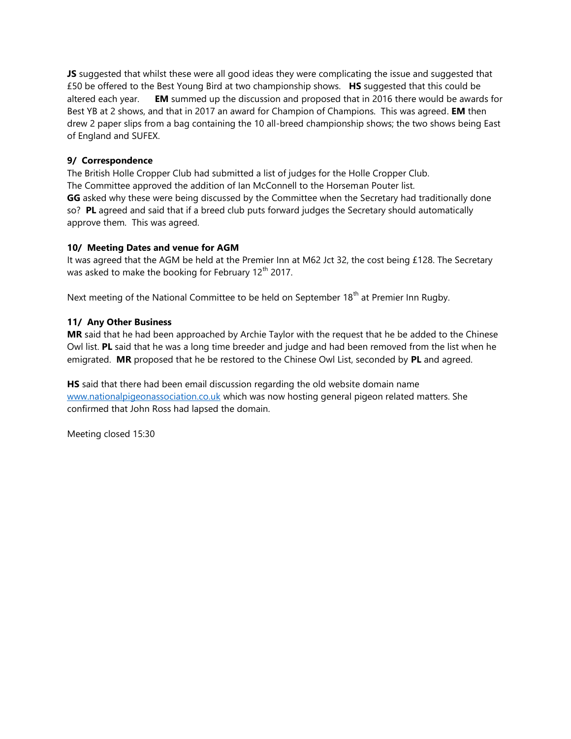**JS** suggested that whilst these were all good ideas they were complicating the issue and suggested that £50 be offered to the Best Young Bird at two championship shows. **HS** suggested that this could be altered each year. **EM** summed up the discussion and proposed that in 2016 there would be awards for Best YB at 2 shows, and that in 2017 an award for Champion of Champions. This was agreed. **EM** then drew 2 paper slips from a bag containing the 10 all-breed championship shows; the two shows being East of England and SUFEX.

**9/ Correspondence**

The British Holle Cropper Club had submitted a list of judges for the Holle Cropper Club.
The Committee approved the addition of Ian McConnell to the Horseman Pouter list.
**GG** asked why these were being discussed by the Committee when the Secretary had traditionally done so? **PL** agreed and said that if a breed club puts forward judges the Secretary should automatically approve them. This was agreed.

**10/ Meeting Dates and venue for AGM**

It was agreed that the AGM be held at the Premier Inn at M62 Jct 32, the cost being £128. The Secretary was asked to make the booking for February 12th 2017.

Next meeting of the National Committee to be held on September 18th at Premier Inn Rugby.

**11/ Any Other Business**

**MR** said that he had been approached by Archie Taylor with the request that he be added to the Chinese Owl list. **PL** said that he was a long time breeder and judge and had been removed from the list when he emigrated. **MR** proposed that he be restored to the Chinese Owl List, seconded by **PL** and agreed.

**HS** said that there had been email discussion regarding the old website domain name [www.nationalpigeonassociation.co.uk](http://www.nationalpigeonassociation.co.uk) which was now hosting general pigeon related matters. She confirmed that John Ross had lapsed the domain.

Meeting closed 15:30